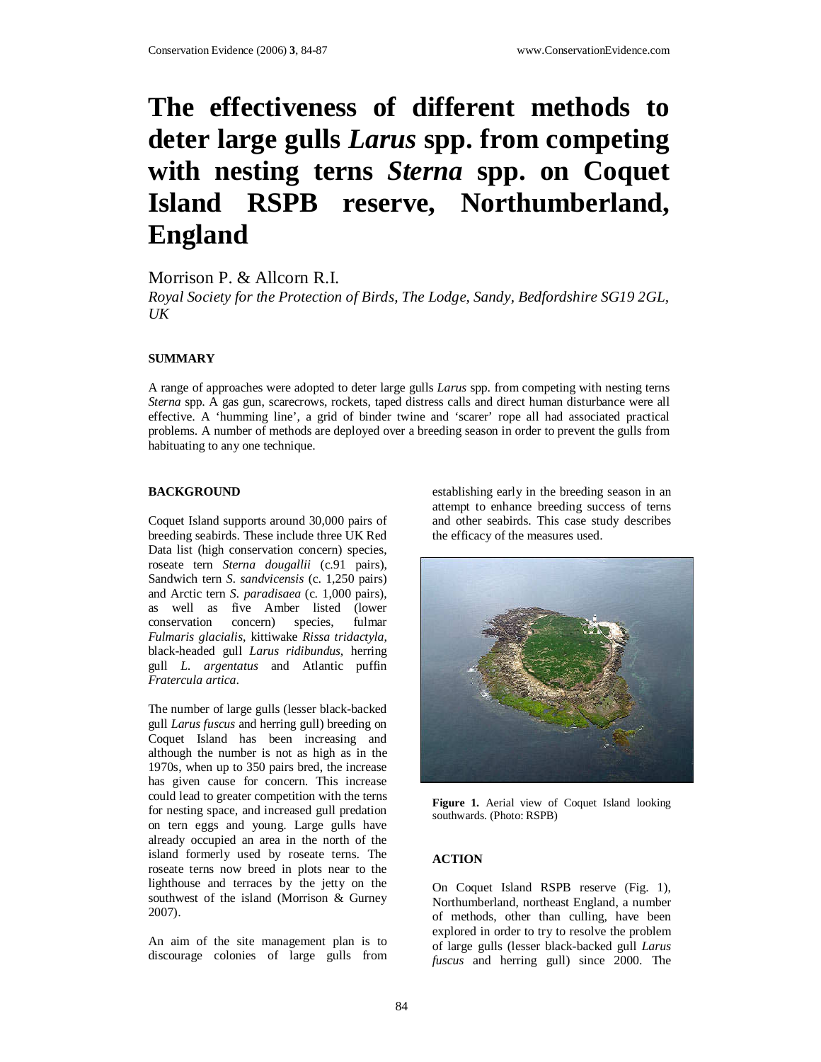# The effectiveness of different methods to deter large gulls *Larus* spp. from competing with nesting terns *Sterna* spp. on Coquet Island RSPB reserve, Northumberland, England

Morrison P. & Allcorn R.I.

*Royal Society for the Protection of Birds, The Lodge, Sandy, Bedfordshire SG19 2GL, UK*

## SUMMARY

A range of approaches were adopted to deter large gulls *Larus* spp. from competing with nesting terns *Sterna* spp. A gas gun, scarecrows, rockets, taped distress calls and direct human disturbance were all effective. A 'humming line', a grid of binder twine and 'scarer' rope all had associated practical problems. A number of methods are deployed over a breeding season in order to prevent the gulls from habituating to any one technique.

## BACKGROUND

Coquet Island supports around 30,000 pairs of breeding seabirds. These include three UK Red Data list (high conservation concern) species, roseate tern *Sterna dougallii* (c.91 pairs), Sandwich tern *S. sandvicensis* (c. 1,250 pairs) and Arctic tern *S. paradisaea* (c. 1,000 pairs), as well as five Amber listed (lower conservation concern) species, fulmar *Fulmaris glacialis*, kittiwake *Rissa tridactyla*, black-headed gull *Larus ridibundus*, herring gull *L. argentatus* and Atlantic puffin *Fratercula artica*.

The number of large gulls (lesser black-backed gull *Larus fuscus* and herring gull) breeding on Coquet Island has been increasing and although the number is not as high as in the 1970s, when up to 350 pairs bred, the increase has given cause for concern. This increase could lead to greater competition with the terns for nesting space, and increased gull predation on tern eggs and young. Large gulls have already occupied an area in the north of the island formerly used by roseate terns. The roseate terns now breed in plots near to the lighthouse and terraces by the jetty on the southwest of the island (Morrison & Gurney 2007).

An aim of the site management plan is to discourage colonies of large gulls from establishing early in the breeding season in an attempt to enhance breeding success of terns and other seabirds. This case study describes the efficacy of the measures used.

**Figure 1.** Aerial view of Coquet Island looking southwards. (Photo: RSPB)

## ACTION

On Coquet Island RSPB reserve (Fig. 1), Northumberland, northeast England, a number of methods, other than culling, have been explored in order to try to resolve the problem of large gulls (lesser black-backed gull *Larus fuscus* and herring gull) since 2000. The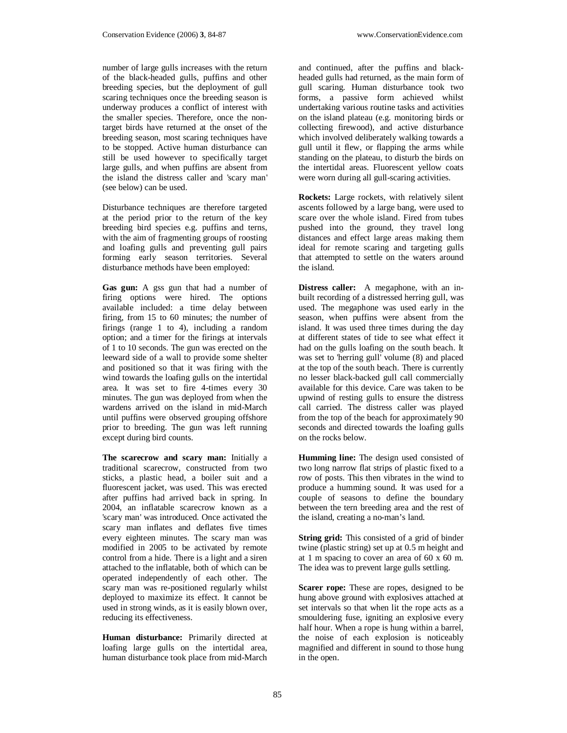number of large gulls increases with the return of the black-headed gulls, puffins and other breeding species, but the deployment of gull scaring techniques once the breeding season is underway produces a conflict of interest with the smaller species. Therefore, once the non-target birds have returned at the onset of the breeding season, most scaring techniques have to be stopped. Active human disturbance can still be used however to specifically target large gulls, and when puffins are absent from the island the distress caller and 'scary man' (see below) can be used.

Disturbance techniques are therefore targeted at the period prior to the return of the key breeding bird species e.g. puffins and terns, with the aim of fragmenting groups of roosting and loafing gulls and preventing gull pairs forming early season territories. Several disturbance methods have been employed:

**Gas gun:** A gss gun that had a number of firing options were hired. The options available included: a time delay between firing, from 15 to 60 minutes; the number of firings (range 1 to 4), including a random option; and a timer for the firings at intervals of 1 to 10 seconds. The gun was erected on the leeward side of a wall to provide some shelter and positioned so that it was firing with the wind towards the loafing gulls on the intertidal area. It was set to fire 4-times every 30 minutes. The gun was deployed from when the wardens arrived on the island in mid-March until puffins were observed grouping offshore prior to breeding. The gun was left running except during bird counts.

**The scarecrow and scary man:** Initially a traditional scarecrow, constructed from two sticks, a plastic head, a boiler suit and a fluorescent jacket, was used. This was erected after puffins had arrived back in spring. In 2004, an inflatable scarecrow known as a 'scary man' was introduced. Once activated the scary man inflates and deflates five times every eighteen minutes. The scary man was modified in 2005 to be activated by remote control from a hide. There is a light and a siren attached to the inflatable, both of which can be operated independently of each other. The scary man was re-positioned regularly whilst deployed to maximize its effect. It cannot be used in strong winds, as it is easily blown over, reducing its effectiveness.

**Human disturbance:** Primarily directed at loafing large gulls on the intertidal area, human disturbance took place from mid-March and continued, after the puffins and black-headed gulls had returned, as the main form of gull scaring. Human disturbance took two forms, a passive form achieved whilst undertaking various routine tasks and activities on the island plateau (e.g. monitoring birds or collecting firewood), and active disturbance which involved deliberately walking towards a gull until it flew, or flapping the arms while standing on the plateau, to disturb the birds on the intertidal areas. Fluorescent yellow coats were worn during all gull-scaring activities.

**Rockets:** Large rockets, with relatively silent ascents followed by a large bang, were used to scare over the whole island. Fired from tubes pushed into the ground, they travel long distances and effect large areas making them ideal for remote scaring and targeting gulls that attempted to settle on the waters around the island.

**Distress caller:** A megaphone, with an in-built recording of a distressed herring gull, was used. The megaphone was used early in the season, when puffins were absent from the island. It was used three times during the day at different states of tide to see what effect it had on the gulls loafing on the south beach. It was set to 'herring gull' volume (8) and placed at the top of the south beach. There is currently no lesser black-backed gull call commercially available for this device. Care was taken to be upwind of resting gulls to ensure the distress call carried. The distress caller was played from the top of the beach for approximately 90 seconds and directed towards the loafing gulls on the rocks below.

**Humming line:** The design used consisted of two long narrow flat strips of plastic fixed to a row of posts. This then vibrates in the wind to produce a humming sound. It was used for a couple of seasons to define the boundary between the tern breeding area and the rest of the island, creating a no-man's land.

**String grid:** This consisted of a grid of binder twine (plastic string) set up at 0.5 m height and at 1 m spacing to cover an area of 60 x 60 m. The idea was to prevent large gulls settling.

**Scarer rope:** These are ropes, designed to be hung above ground with explosives attached at set intervals so that when lit the rope acts as a smouldering fuse, igniting an explosive every half hour. When a rope is hung within a barrel, the noise of each explosion is noticeably magnified and different in sound to those hung in the open.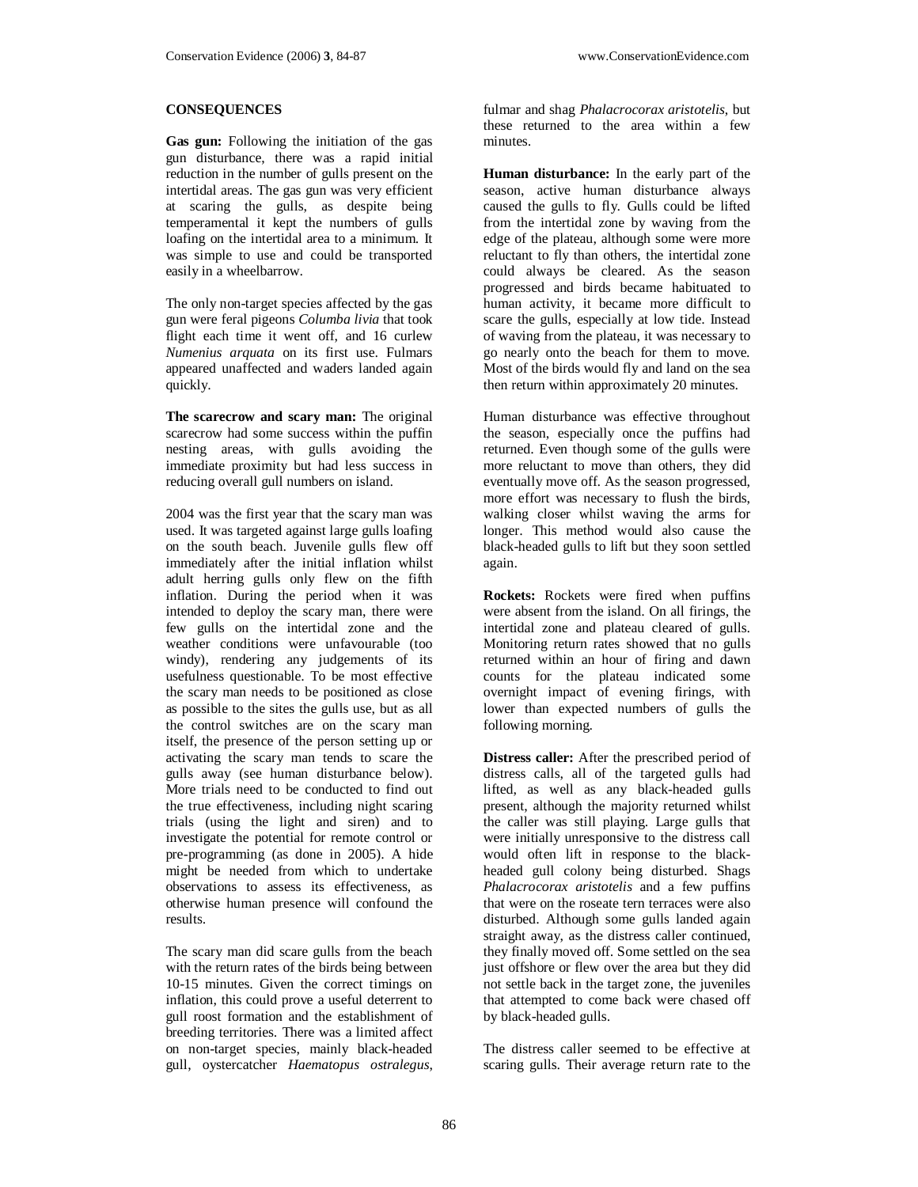**CONSEQUENCES**

**Gas gun:** Following the initiation of the gas gun disturbance, there was a rapid initial reduction in the number of gulls present on the intertidal areas. The gas gun was very efficient at scaring the gulls, as despite being temperamental it kept the numbers of gulls loafing on the intertidal area to a minimum. It was simple to use and could be transported easily in a wheelbarrow.

The only non-target species affected by the gas gun were feral pigeons *Columba livia* that took flight each time it went off, and 16 curlew *Numenius arquata* on its first use. Fulmars appeared unaffected and waders landed again quickly.

**The scarecrow and scary man:** The original scarecrow had some success within the puffin nesting areas, with gulls avoiding the immediate proximity but had less success in reducing overall gull numbers on island.

2004 was the first year that the scary man was used. It was targeted against large gulls loafing on the south beach. Juvenile gulls flew off immediately after the initial inflation whilst adult herring gulls only flew on the fifth inflation. During the period when it was intended to deploy the scary man, there were few gulls on the intertidal zone and the weather conditions were unfavourable (too windy), rendering any judgements of its usefulness questionable. To be most effective the scary man needs to be positioned as close as possible to the sites the gulls use, but as all the control switches are on the scary man itself, the presence of the person setting up or activating the scary man tends to scare the gulls away (see human disturbance below). More trials need to be conducted to find out the true effectiveness, including night scaring trials (using the light and siren) and to investigate the potential for remote control or pre-programming (as done in 2005). A hide might be needed from which to undertake observations to assess its effectiveness, as otherwise human presence will confound the results.

The scary man did scare gulls from the beach with the return rates of the birds being between 10-15 minutes. Given the correct timings on inflation, this could prove a useful deterrent to gull roost formation and the establishment of breeding territories. There was a limited affect on non-target species, mainly black-headed gull, oystercatcher *Haematopus ostralegus*, fulmar and shag *Phalacrocorax aristotelis*, but these returned to the area within a few minutes.

**Human disturbance:** In the early part of the season, active human disturbance always caused the gulls to fly. Gulls could be lifted from the intertidal zone by waving from the edge of the plateau, although some were more reluctant to fly than others, the intertidal zone could always be cleared. As the season progressed and birds became habituated to human activity, it became more difficult to scare the gulls, especially at low tide. Instead of waving from the plateau, it was necessary to go nearly onto the beach for them to move. Most of the birds would fly and land on the sea then return within approximately 20 minutes.

Human disturbance was effective throughout the season, especially once the puffins had returned. Even though some of the gulls were more reluctant to move than others, they did eventually move off. As the season progressed, more effort was necessary to flush the birds, walking closer whilst waving the arms for longer. This method would also cause the black-headed gulls to lift but they soon settled again.

**Rockets:** Rockets were fired when puffins were absent from the island. On all firings, the intertidal zone and plateau cleared of gulls. Monitoring return rates showed that no gulls returned within an hour of firing and dawn counts for the plateau indicated some overnight impact of evening firings, with lower than expected numbers of gulls the following morning.

**Distress caller:** After the prescribed period of distress calls, all of the targeted gulls had lifted, as well as any black-headed gulls present, although the majority returned whilst the caller was still playing. Large gulls that were initially unresponsive to the distress call would often lift in response to the black-headed gull colony being disturbed. Shags *Phalacrocorax aristotelis* and a few puffins that were on the roseate tern terraces were also disturbed. Although some gulls landed again straight away, as the distress caller continued, they finally moved off. Some settled on the sea just offshore or flew over the area but they did not settle back in the target zone, the juveniles that attempted to come back were chased off by black-headed gulls.

The distress caller seemed to be effective at scaring gulls. Their average return rate to the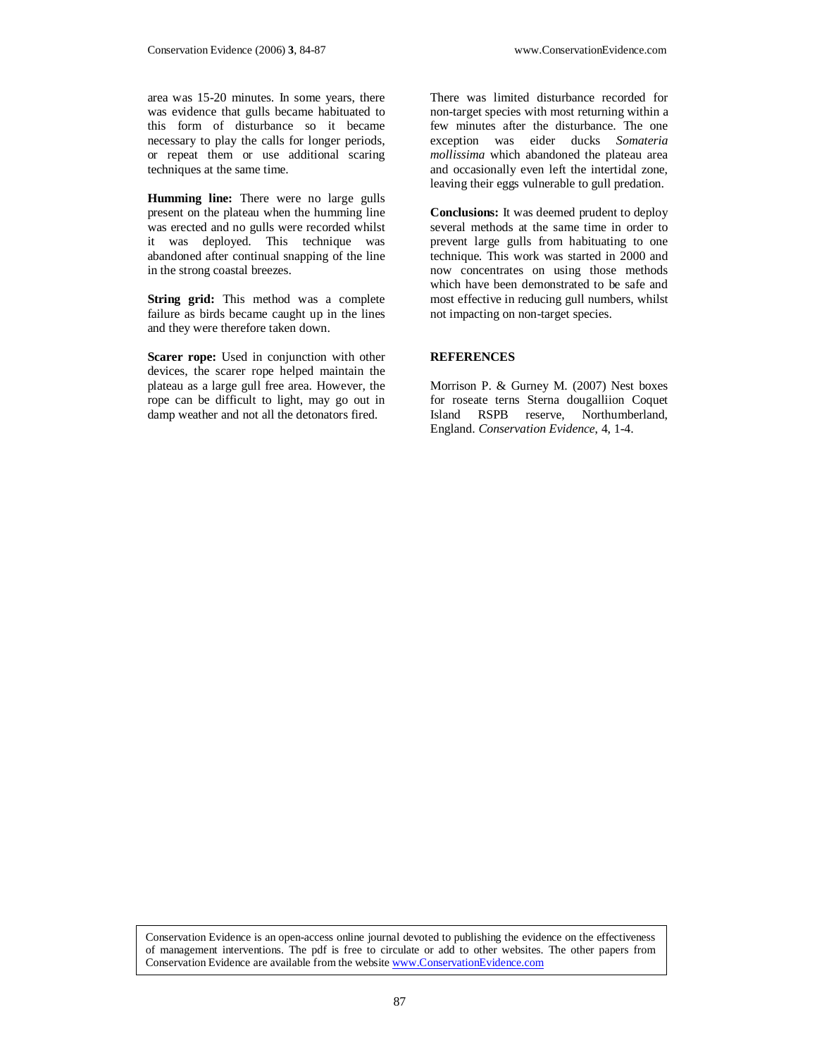area was 15-20 minutes. In some years, there was evidence that gulls became habituated to this form of disturbance so it became necessary to play the calls for longer periods, or repeat them or use additional scaring techniques at the same time.

**Humming line:** There were no large gulls present on the plateau when the humming line was erected and no gulls were recorded whilst it was deployed. This technique was abandoned after continual snapping of the line in the strong coastal breezes.

**String grid:** This method was a complete failure as birds became caught up in the lines and they were therefore taken down.

**Scarer rope:** Used in conjunction with other devices, the scarer rope helped maintain the plateau as a large gull free area. However, the rope can be difficult to light, may go out in damp weather and not all the detonators fired.

There was limited disturbance recorded for non-target species with most returning within a few minutes after the disturbance. The one exception was eider ducks *Somateria mollissima* which abandoned the plateau area and occasionally even left the intertidal zone, leaving their eggs vulnerable to gull predation.

**Conclusions:** It was deemed prudent to deploy several methods at the same time in order to prevent large gulls from habituating to one technique. This work was started in 2000 and now concentrates on using those methods which have been demonstrated to be safe and most effective in reducing gull numbers, whilst not impacting on non-target species.

## REFERENCES

Morrison P. & Gurney M. (2007) Nest boxes for roseate terns Sterna dougalliion Coquet Island RSPB reserve, Northumberland, England. *Conservation Evidence*, 4, 1-4.

Conservation Evidence is an open-access online journal devoted to publishing the evidence on the effectiveness of management interventions. The pdf is free to circulate or add to other websites. The other papers from Conservation Evidence are available from the website www.ConservationEvidence.com